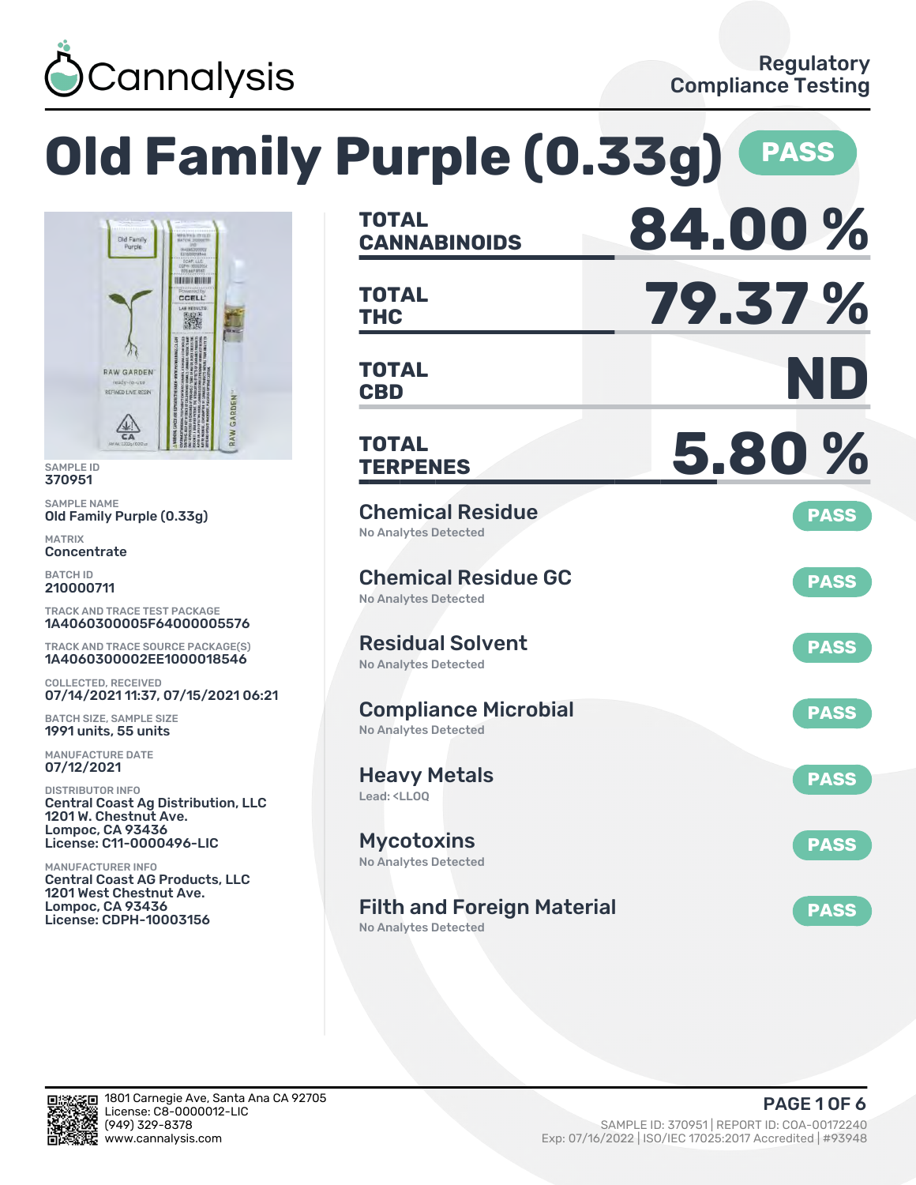Cannalysis

Regulatory Compliance Testing

# Old Family Purple (0.33g) PASS

SAMPLE ID
370951

SAMPLE NAME
Old Family Purple (0.33g)

MATRIX
Concentrate

BATCH ID
210000711

TRACK AND TRACE TEST PACKAGE
1A4060300005F64000005576

TRACK AND TRACE SOURCE PACKAGE(S)
1A4060300002EE1000018546

COLLECTED, RECEIVED
07/14/2021 11:37, 07/15/2021 06:21

BATCH SIZE, SAMPLE SIZE
1991 units, 55 units

MANUFACTURE DATE
07/12/2021

DISTRIBUTOR INFO
Central Coast Ag Distribution, LLC
1201 W. Chestnut Ave.
Lompoc, CA 93436
License: C11-0000496-LIC

MANUFACTURER INFO
Central Coast AG Products, LLC
1201 West Chestnut Ave.
Lompoc, CA 93436
License: CDPH-10003156

| | |
|---|---|
| **TOTAL CANNABINOIDS** | **84.00 %** |
| **TOTAL THC** | **79.37 %** |
| **TOTAL CBD** | **ND** |
| **TOTAL TERPENES** | **5.80 %** |

| Test | Result | Status |
|---|---|---|
| Chemical Residue | No Analytes Detected | PASS |
| Chemical Residue GC | No Analytes Detected | PASS |
| Residual Solvent | No Analytes Detected | PASS |
| Compliance Microbial | No Analytes Detected | PASS |
| Heavy Metals | Lead: <LLOQ | PASS |
| Mycotoxins | No Analytes Detected | PASS |
| Filth and Foreign Material | No Analytes Detected | PASS |

1801 Carnegie Ave, Santa Ana CA 92705
License: C8-0000012-LIC
(949) 329-8378
www.cannalysis.com

SAMPLE ID: 370951 | REPORT ID: COA-00172240
Exp: 07/16/2022 | ISO/IEC 17025:2017 Accredited | #93948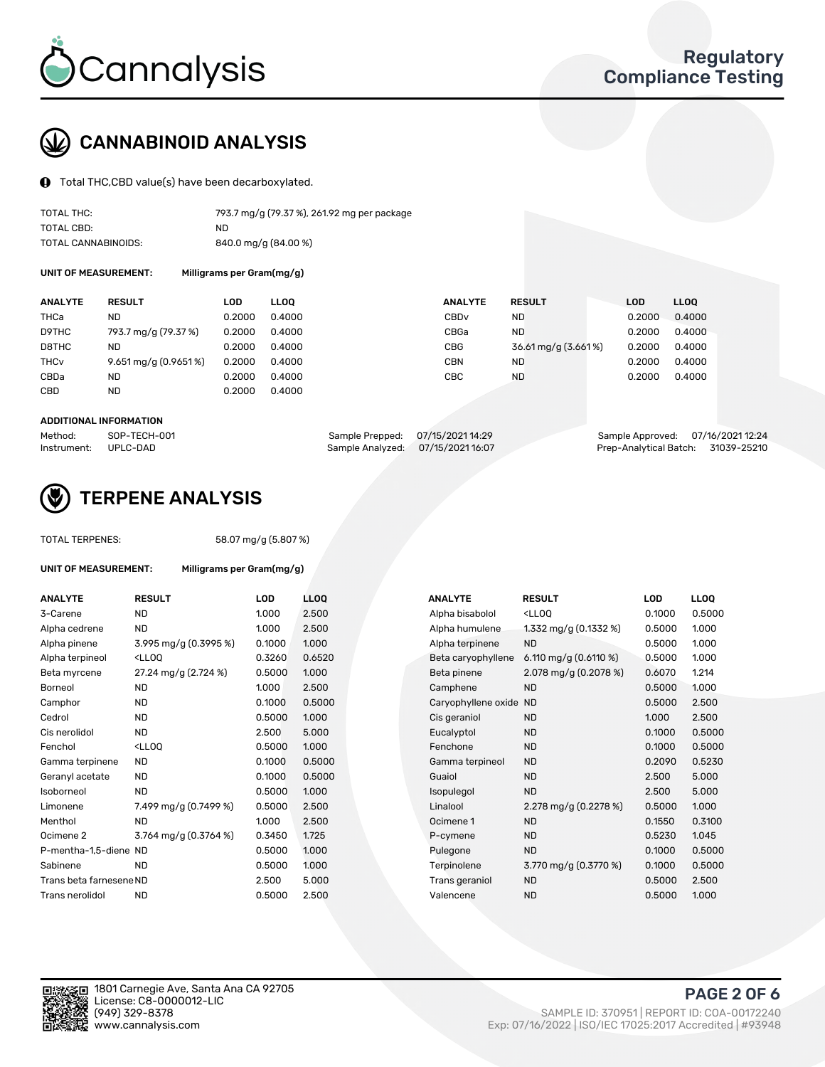# Cannalysis

Regulatory Compliance Testing

## CANNABINOID ANALYSIS

Total THC,CBD value(s) have been decarboxylated.

| | |
|---|---|
| TOTAL THC: | 793.7 mg/g (79.37 %), 261.92 mg per package |
| TOTAL CBD: | ND |
| TOTAL CANNABINOIDS: | 840.0 mg/g (84.00 %) |

**UNIT OF MEASUREMENT:** Milligrams per Gram(mg/g)

| ANALYTE | RESULT | LOD | LLOQ | ANALYTE | RESULT | LOD | LLOQ |
|---|---|---|---|---|---|---|---|
| THCa | ND | 0.2000 | 0.4000 | CBDv | ND | 0.2000 | 0.4000 |
| D9THC | 793.7 mg/g (79.37 %) | 0.2000 | 0.4000 | CBGa | ND | 0.2000 | 0.4000 |
| D8THC | ND | 0.2000 | 0.4000 | CBG | 36.61 mg/g (3.661 %) | 0.2000 | 0.4000 |
| THCv | 9.651 mg/g (0.9651 %) | 0.2000 | 0.4000 | CBN | ND | 0.2000 | 0.4000 |
| CBDa | ND | 0.2000 | 0.4000 | CBC | ND | 0.2000 | 0.4000 |
| CBD | ND | 0.2000 | 0.4000 | | | | |

**ADDITIONAL INFORMATION**

| | | | | | |
|---|---|---|---|---|---|
| Method: | SOP-TECH-001 | Sample Prepped: | 07/15/2021 14:29 | Sample Approved: | 07/16/2021 12:24 |
| Instrument: | UPLC-DAD | Sample Analyzed: | 07/15/2021 16:07 | Prep-Analytical Batch: | 31039-25210 |

## TERPENE ANALYSIS

TOTAL TERPENES: 58.07 mg/g (5.807 %)

**UNIT OF MEASUREMENT:** Milligrams per Gram(mg/g)

| ANALYTE | RESULT | LOD | LLOQ | ANALYTE | RESULT | LOD | LLOQ |
|---|---|---|---|---|---|---|---|
| 3-Carene | ND | 1.000 | 2.500 | Alpha bisabolol | <LLOQ | 0.1000 | 0.5000 |
| Alpha cedrene | ND | 1.000 | 2.500 | Alpha humulene | 1.332 mg/g (0.1332 %) | 0.5000 | 1.000 |
| Alpha pinene | 3.995 mg/g (0.3995 %) | 0.1000 | 1.000 | Alpha terpinene | ND | 0.5000 | 1.000 |
| Alpha terpineol | <LLOQ | 0.3260 | 0.6520 | Beta caryophyllene | 6.110 mg/g (0.6110 %) | 0.5000 | 1.000 |
| Beta myrcene | 27.24 mg/g (2.724 %) | 0.5000 | 1.000 | Beta pinene | 2.078 mg/g (0.2078 %) | 0.6070 | 1.214 |
| Borneol | ND | 1.000 | 2.500 | Camphene | ND | 0.5000 | 1.000 |
| Camphor | ND | 0.1000 | 0.5000 | Caryophyllene oxide | ND | 0.5000 | 2.500 |
| Cedrol | ND | 0.5000 | 1.000 | Cis geraniol | ND | 1.000 | 2.500 |
| Cis nerolidol | ND | 2.500 | 5.000 | Eucalyptol | ND | 0.1000 | 0.5000 |
| Fenchol | <LLOQ | 0.5000 | 1.000 | Fenchone | ND | 0.1000 | 0.5000 |
| Gamma terpinene | ND | 0.1000 | 0.5000 | Gamma terpineol | ND | 0.2090 | 0.5230 |
| Geranyl acetate | ND | 0.1000 | 0.5000 | Guaiol | ND | 2.500 | 5.000 |
| Isoborneol | ND | 0.5000 | 1.000 | Isopulegol | ND | 2.500 | 5.000 |
| Limonene | 7.499 mg/g (0.7499 %) | 0.5000 | 2.500 | Linalool | 2.278 mg/g (0.2278 %) | 0.5000 | 1.000 |
| Menthol | ND | 1.000 | 2.500 | Ocimene 1 | ND | 0.1550 | 0.3100 |
| Ocimene 2 | 3.764 mg/g (0.3764 %) | 0.3450 | 1.725 | P-cymene | ND | 0.5230 | 1.045 |
| P-mentha-1,5-diene | ND | 0.5000 | 1.000 | Pulegone | ND | 0.1000 | 0.5000 |
| Sabinene | ND | 0.5000 | 1.000 | Terpinolene | 3.770 mg/g (0.3770 %) | 0.1000 | 0.5000 |
| Trans beta farnesene | ND | 2.500 | 5.000 | Trans geraniol | ND | 0.5000 | 2.500 |
| Trans nerolidol | ND | 0.5000 | 2.500 | Valencene | ND | 0.5000 | 1.000 |

1801 Carnegie Ave, Santa Ana CA 92705
License: C8-0000012-LIC
(949) 329-8378
www.cannalysis.com

SAMPLE ID: 370951 | REPORT ID: COA-00172240
Exp: 07/16/2022 | ISO/IEC 17025:2017 Accredited | #93948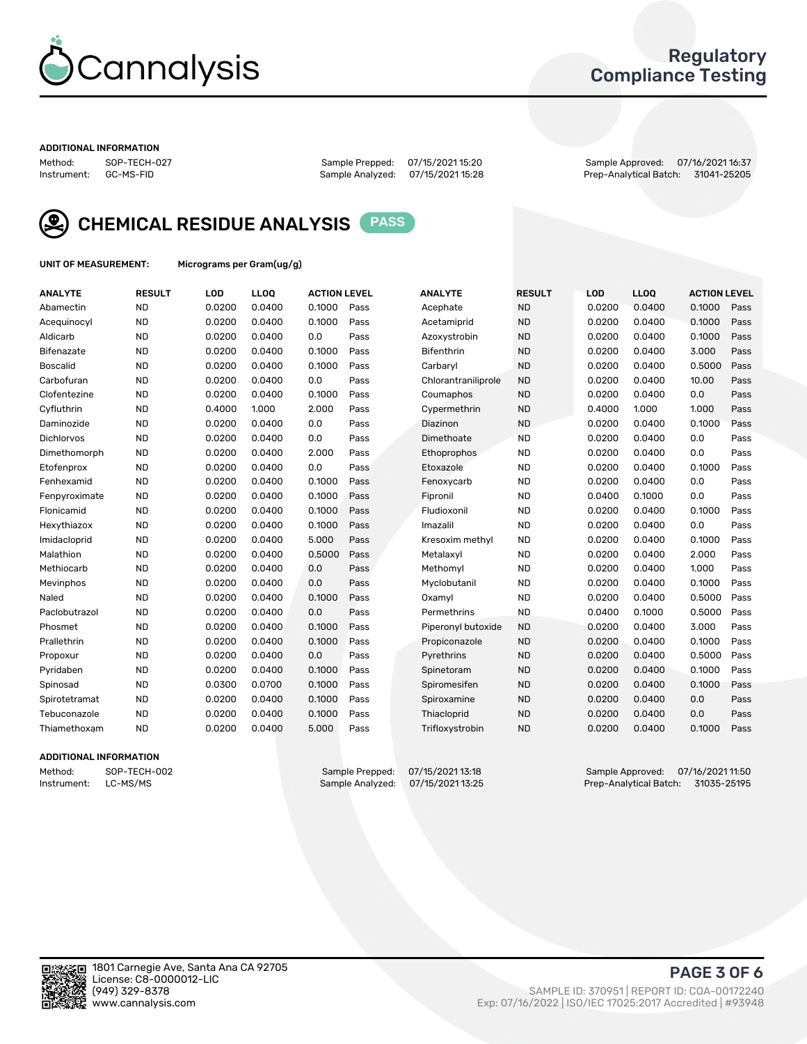# Cannalysis

## Regulatory Compliance Testing

**ADDITIONAL INFORMATION**

| | | | | | |
|---|---|---|---|---|---|
| Method: | SOP-TECH-027 | Sample Prepped: | 07/15/2021 15:20 | Sample Approved: | 07/16/2021 16:37 |
| Instrument: | GC-MS-FID | Sample Analyzed: | 07/15/2021 15:28 | Prep-Analytical Batch: | 31041-25205 |

## CHEMICAL RESIDUE ANALYSIS PASS

**UNIT OF MEASUREMENT:** Micrograms per Gram(ug/g)

| ANALYTE | RESULT | LOD | LLOQ | ACTION LEVEL | | ANALYTE | RESULT | LOD | LLOQ | ACTION LEVEL | |
|---|---|---|---|---|---|---|---|---|---|---|---|
| Abamectin | ND | 0.0200 | 0.0400 | 0.1000 | Pass | Acephate | ND | 0.0200 | 0.0400 | 0.1000 | Pass |
| Acequinocyl | ND | 0.0200 | 0.0400 | 0.1000 | Pass | Acetamiprid | ND | 0.0200 | 0.0400 | 0.1000 | Pass |
| Aldicarb | ND | 0.0200 | 0.0400 | 0.0 | Pass | Azoxystrobin | ND | 0.0200 | 0.0400 | 0.1000 | Pass |
| Bifenazate | ND | 0.0200 | 0.0400 | 0.1000 | Pass | Bifenthrin | ND | 0.0200 | 0.0400 | 3.000 | Pass |
| Boscalid | ND | 0.0200 | 0.0400 | 0.1000 | Pass | Carbaryl | ND | 0.0200 | 0.0400 | 0.5000 | Pass |
| Carbofuran | ND | 0.0200 | 0.0400 | 0.0 | Pass | Chlorantraniliprole | ND | 0.0200 | 0.0400 | 10.00 | Pass |
| Clofentezine | ND | 0.0200 | 0.0400 | 0.1000 | Pass | Coumaphos | ND | 0.0200 | 0.0400 | 0.0 | Pass |
| Cyfluthrin | ND | 0.4000 | 1.000 | 2.000 | Pass | Cypermethrin | ND | 0.4000 | 1.000 | 1.000 | Pass |
| Daminozide | ND | 0.0200 | 0.0400 | 0.0 | Pass | Diazinon | ND | 0.0200 | 0.0400 | 0.1000 | Pass |
| Dichlorvos | ND | 0.0200 | 0.0400 | 0.0 | Pass | Dimethoate | ND | 0.0200 | 0.0400 | 0.0 | Pass |
| Dimethomorph | ND | 0.0200 | 0.0400 | 2.000 | Pass | Ethoprophos | ND | 0.0200 | 0.0400 | 0.0 | Pass |
| Etofenprox | ND | 0.0200 | 0.0400 | 0.0 | Pass | Etoxazole | ND | 0.0200 | 0.0400 | 0.1000 | Pass |
| Fenhexamid | ND | 0.0200 | 0.0400 | 0.1000 | Pass | Fenoxycarb | ND | 0.0200 | 0.0400 | 0.0 | Pass |
| Fenpyroximate | ND | 0.0200 | 0.0400 | 0.1000 | Pass | Fipronil | ND | 0.0400 | 0.1000 | 0.0 | Pass |
| Flonicamid | ND | 0.0200 | 0.0400 | 0.1000 | Pass | Fludioxonil | ND | 0.0200 | 0.0400 | 0.1000 | Pass |
| Hexythiazox | ND | 0.0200 | 0.0400 | 0.1000 | Pass | Imazalil | ND | 0.0200 | 0.0400 | 0.0 | Pass |
| Imidacloprid | ND | 0.0200 | 0.0400 | 5.000 | Pass | Kresoxim methyl | ND | 0.0200 | 0.0400 | 0.1000 | Pass |
| Malathion | ND | 0.0200 | 0.0400 | 0.5000 | Pass | Metalaxyl | ND | 0.0200 | 0.0400 | 2.000 | Pass |
| Methiocarb | ND | 0.0200 | 0.0400 | 0.0 | Pass | Methomyl | ND | 0.0200 | 0.0400 | 1.000 | Pass |
| Mevinphos | ND | 0.0200 | 0.0400 | 0.0 | Pass | Myclobutanil | ND | 0.0200 | 0.0400 | 0.1000 | Pass |
| Naled | ND | 0.0200 | 0.0400 | 0.1000 | Pass | Oxamyl | ND | 0.0200 | 0.0400 | 0.5000 | Pass |
| Paclobutrazol | ND | 0.0200 | 0.0400 | 0.0 | Pass | Permethrins | ND | 0.0400 | 0.1000 | 0.5000 | Pass |
| Phosmet | ND | 0.0200 | 0.0400 | 0.1000 | Pass | Piperonyl butoxide | ND | 0.0200 | 0.0400 | 3.000 | Pass |
| Prallethrin | ND | 0.0200 | 0.0400 | 0.1000 | Pass | Propiconazole | ND | 0.0200 | 0.0400 | 0.1000 | Pass |
| Propoxur | ND | 0.0200 | 0.0400 | 0.0 | Pass | Pyrethrins | ND | 0.0200 | 0.0400 | 0.5000 | Pass |
| Pyridaben | ND | 0.0200 | 0.0400 | 0.1000 | Pass | Spinetoram | ND | 0.0200 | 0.0400 | 0.1000 | Pass |
| Spinosad | ND | 0.0300 | 0.0700 | 0.1000 | Pass | Spiromesifen | ND | 0.0200 | 0.0400 | 0.1000 | Pass |
| Spirotetramat | ND | 0.0200 | 0.0400 | 0.1000 | Pass | Spiroxamine | ND | 0.0200 | 0.0400 | 0.0 | Pass |
| Tebuconazole | ND | 0.0200 | 0.0400 | 0.1000 | Pass | Thiacloprid | ND | 0.0200 | 0.0400 | 0.0 | Pass |
| Thiamethoxam | ND | 0.0200 | 0.0400 | 5.000 | Pass | Trifloxystrobin | ND | 0.0200 | 0.0400 | 0.1000 | Pass |

**ADDITIONAL INFORMATION**

| | | | | | |
|---|---|---|---|---|---|
| Method: | SOP-TECH-002 | Sample Prepped: | 07/15/2021 13:18 | Sample Approved: | 07/16/2021 11:50 |
| Instrument: | LC-MS/MS | Sample Analyzed: | 07/15/2021 13:25 | Prep-Analytical Batch: | 31035-25195 |

1801 Carnegie Ave, Santa Ana CA 92705
License: C8-0000012-LIC
(949) 329-8378
www.cannalysis.com

SAMPLE ID: 370951 | REPORT ID: COA-00172240
Exp: 07/16/2022 | ISO/IEC 17025:2017 Accredited | #93948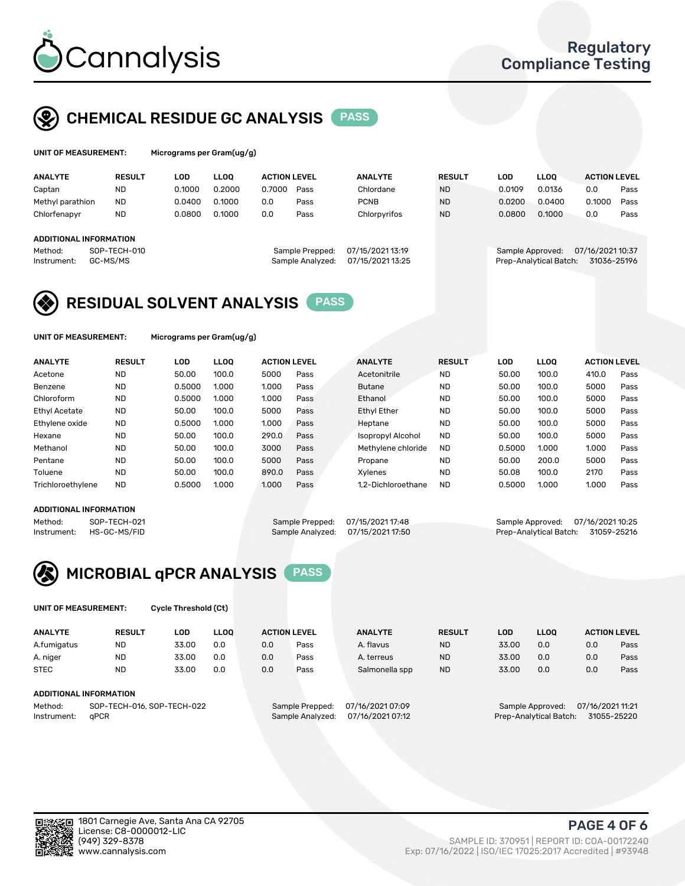# Cannalysis

Regulatory Compliance Testing

## CHEMICAL RESIDUE GC ANALYSIS PASS

**UNIT OF MEASUREMENT:** Micrograms per Gram(ug/g)

| ANALYTE | RESULT | LOD | LLOQ | ACTION LEVEL | | ANALYTE | RESULT | LOD | LLOQ | ACTION LEVEL | |
|---|---|---|---|---|---|---|---|---|---|---|---|
| Captan | ND | 0.1000 | 0.2000 | 0.7000 | Pass | Chlordane | ND | 0.0109 | 0.0136 | 0.0 | Pass |
| Methyl parathion | ND | 0.0400 | 0.1000 | 0.0 | Pass | PCNB | ND | 0.0200 | 0.0400 | 0.1000 | Pass |
| Chlorfenapyr | ND | 0.0800 | 0.1000 | 0.0 | Pass | Chlorpyrifos | ND | 0.0800 | 0.1000 | 0.0 | Pass |

**ADDITIONAL INFORMATION**

Method: SOP-TECH-010
Instrument: GC-MS/MS
Sample Prepped: 07/15/2021 13:19
Sample Analyzed: 07/15/2021 13:25
Sample Approved: 07/16/2021 10:37
Prep-Analytical Batch: 31036-25196

## RESIDUAL SOLVENT ANALYSIS PASS

**UNIT OF MEASUREMENT:** Micrograms per Gram(ug/g)

| ANALYTE | RESULT | LOD | LLOQ | ACTION LEVEL | | ANALYTE | RESULT | LOD | LLOQ | ACTION LEVEL | |
|---|---|---|---|---|---|---|---|---|---|---|---|
| Acetone | ND | 50.00 | 100.0 | 5000 | Pass | Acetonitrile | ND | 50.00 | 100.0 | 410.0 | Pass |
| Benzene | ND | 0.5000 | 1.000 | 1.000 | Pass | Butane | ND | 50.00 | 100.0 | 5000 | Pass |
| Chloroform | ND | 0.5000 | 1.000 | 1.000 | Pass | Ethanol | ND | 50.00 | 100.0 | 5000 | Pass |
| Ethyl Acetate | ND | 50.00 | 100.0 | 5000 | Pass | Ethyl Ether | ND | 50.00 | 100.0 | 5000 | Pass |
| Ethylene oxide | ND | 0.5000 | 1.000 | 1.000 | Pass | Heptane | ND | 50.00 | 100.0 | 5000 | Pass |
| Hexane | ND | 50.00 | 100.0 | 290.0 | Pass | Isopropyl Alcohol | ND | 50.00 | 100.0 | 5000 | Pass |
| Methanol | ND | 50.00 | 100.0 | 3000 | Pass | Methylene chloride | ND | 0.5000 | 1.000 | 1.000 | Pass |
| Pentane | ND | 50.00 | 100.0 | 5000 | Pass | Propane | ND | 50.00 | 200.0 | 5000 | Pass |
| Toluene | ND | 50.00 | 100.0 | 890.0 | Pass | Xylenes | ND | 50.08 | 100.0 | 2170 | Pass |
| Trichloroethylene | ND | 0.5000 | 1.000 | 1.000 | Pass | 1,2-Dichloroethane | ND | 0.5000 | 1.000 | 1.000 | Pass |

**ADDITIONAL INFORMATION**

Method: SOP-TECH-021
Instrument: HS-GC-MS/FID
Sample Prepped: 07/15/2021 17:48
Sample Analyzed: 07/15/2021 17:50
Sample Approved: 07/16/2021 10:25
Prep-Analytical Batch: 31059-25216

## MICROBIAL qPCR ANALYSIS PASS

**UNIT OF MEASUREMENT:** Cycle Threshold (Ct)

| ANALYTE | RESULT | LOD | LLOQ | ACTION LEVEL | | ANALYTE | RESULT | LOD | LLOQ | ACTION LEVEL | |
|---|---|---|---|---|---|---|---|---|---|---|---|
| A.fumigatus | ND | 33.00 | 0.0 | 0.0 | Pass | A. flavus | ND | 33.00 | 0.0 | 0.0 | Pass |
| A. niger | ND | 33.00 | 0.0 | 0.0 | Pass | A. terreus | ND | 33.00 | 0.0 | 0.0 | Pass |
| STEC | ND | 33.00 | 0.0 | 0.0 | Pass | Salmonella spp | ND | 33.00 | 0.0 | 0.0 | Pass |

**ADDITIONAL INFORMATION**

Method: SOP-TECH-016, SOP-TECH-022
Instrument: qPCR
Sample Prepped: 07/16/2021 07:09
Sample Analyzed: 07/16/2021 07:12
Sample Approved: 07/16/2021 11:21
Prep-Analytical Batch: 31055-25220

1801 Carnegie Ave, Santa Ana CA 92705
License: C8-0000012-LIC
(949) 329-8378
www.cannalysis.com

SAMPLE ID: 370951 | REPORT ID: COA-00172240
Exp: 07/16/2022 | ISO/IEC 17025:2017 Accredited | #93948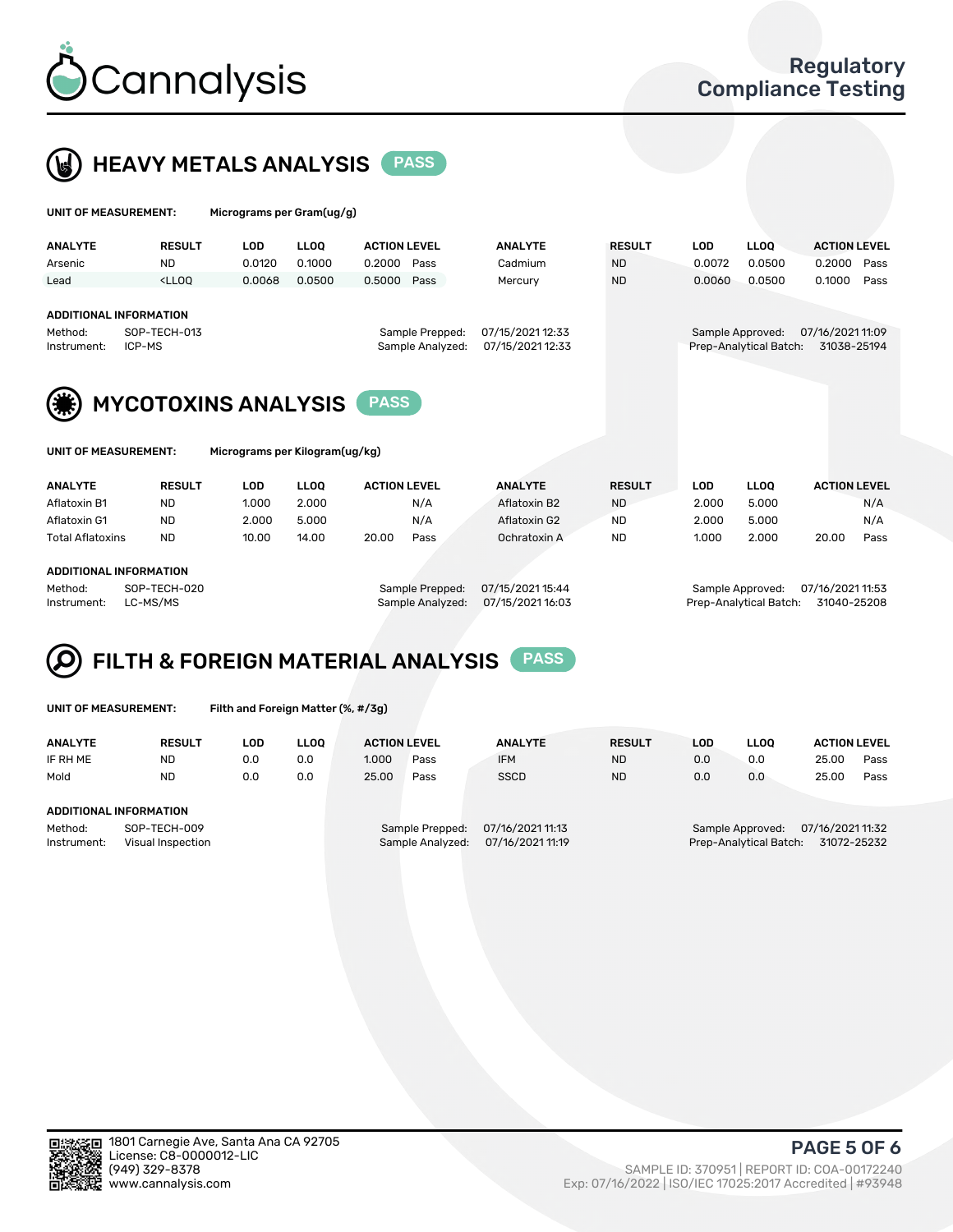# Cannalysis

Regulatory Compliance Testing

## HEAVY METALS ANALYSIS PASS

**UNIT OF MEASUREMENT:** Micrograms per Gram(ug/g)

| ANALYTE | RESULT | LOD | LLOQ | ACTION LEVEL | | ANALYTE | RESULT | LOD | LLOQ | ACTION LEVEL | |
|---|---|---|---|---|---|---|---|---|---|---|---|
| Arsenic | ND | 0.0120 | 0.1000 | 0.2000 | Pass | Cadmium | ND | 0.0072 | 0.0500 | 0.2000 | Pass |
| Lead | <LLOQ | 0.0068 | 0.0500 | 0.5000 | Pass | Mercury | ND | 0.0060 | 0.0500 | 0.1000 | Pass |

**ADDITIONAL INFORMATION**

Method: SOP-TECH-013
Instrument: ICP-MS
Sample Prepped: 07/15/2021 12:33
Sample Analyzed: 07/15/2021 12:33
Sample Approved: 07/16/2021 11:09
Prep-Analytical Batch: 31038-25194

## MYCOTOXINS ANALYSIS PASS

**UNIT OF MEASUREMENT:** Micrograms per Kilogram(ug/kg)

| ANALYTE | RESULT | LOD | LLOQ | ACTION LEVEL | | ANALYTE | RESULT | LOD | LLOQ | ACTION LEVEL | |
|---|---|---|---|---|---|---|---|---|---|---|---|
| Aflatoxin B1 | ND | 1.000 | 2.000 | | N/A | Aflatoxin B2 | ND | 2.000 | 5.000 | | N/A |
| Aflatoxin G1 | ND | 2.000 | 5.000 | | N/A | Aflatoxin G2 | ND | 2.000 | 5.000 | | N/A |
| Total Aflatoxins | ND | 10.00 | 14.00 | 20.00 | Pass | Ochratoxin A | ND | 1.000 | 2.000 | 20.00 | Pass |

**ADDITIONAL INFORMATION**

Method: SOP-TECH-020
Instrument: LC-MS/MS
Sample Prepped: 07/15/2021 15:44
Sample Analyzed: 07/15/2021 16:03
Sample Approved: 07/16/2021 11:53
Prep-Analytical Batch: 31040-25208

## FILTH & FOREIGN MATERIAL ANALYSIS PASS

**UNIT OF MEASUREMENT:** Filth and Foreign Matter (%, #/3g)

| ANALYTE | RESULT | LOD | LLOQ | ACTION LEVEL | | ANALYTE | RESULT | LOD | LLOQ | ACTION LEVEL | |
|---|---|---|---|---|---|---|---|---|---|---|---|
| IF RH ME | ND | 0.0 | 0.0 | 1.000 | Pass | IFM | ND | 0.0 | 0.0 | 25.00 | Pass |
| Mold | ND | 0.0 | 0.0 | 25.00 | Pass | SSCD | ND | 0.0 | 0.0 | 25.00 | Pass |

**ADDITIONAL INFORMATION**

Method: SOP-TECH-009
Instrument: Visual Inspection
Sample Prepped: 07/16/2021 11:13
Sample Analyzed: 07/16/2021 11:19
Sample Approved: 07/16/2021 11:32
Prep-Analytical Batch: 31072-25232

1801 Carnegie Ave, Santa Ana CA 92705
License: C8-0000012-LIC
(949) 329-8378
www.cannalysis.com

SAMPLE ID: 370951 | REPORT ID: COA-00172240
Exp: 07/16/2022 | ISO/IEC 17025:2017 Accredited | #93948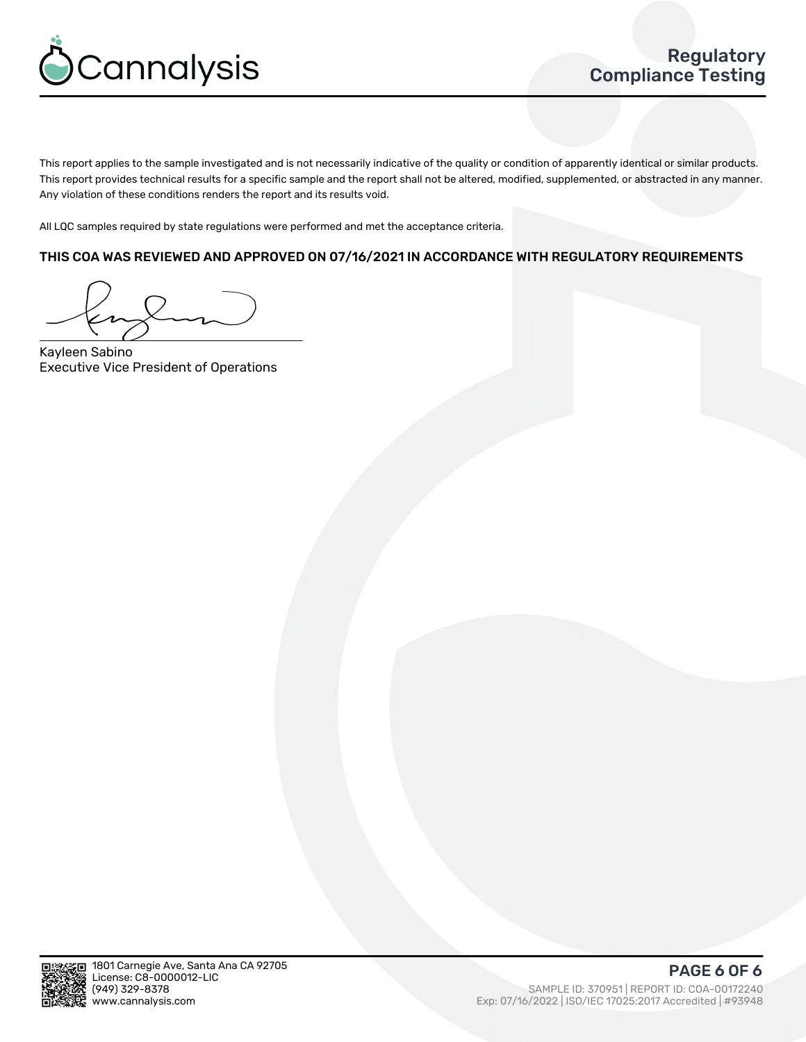This report applies to the sample investigated and is not necessarily indicative of the quality or condition of apparently identical or similar products. This report provides technical results for a specific sample and the report shall not be altered, modified, supplemented, or abstracted in any manner. Any violation of these conditions renders the report and its results void.

All LQC samples required by state regulations were performed and met the acceptance criteria.

**THIS COA WAS REVIEWED AND APPROVED ON 07/16/2021 IN ACCORDANCE WITH REGULATORY REQUIREMENTS**

Kayleen Sabino
Executive Vice President of Operations